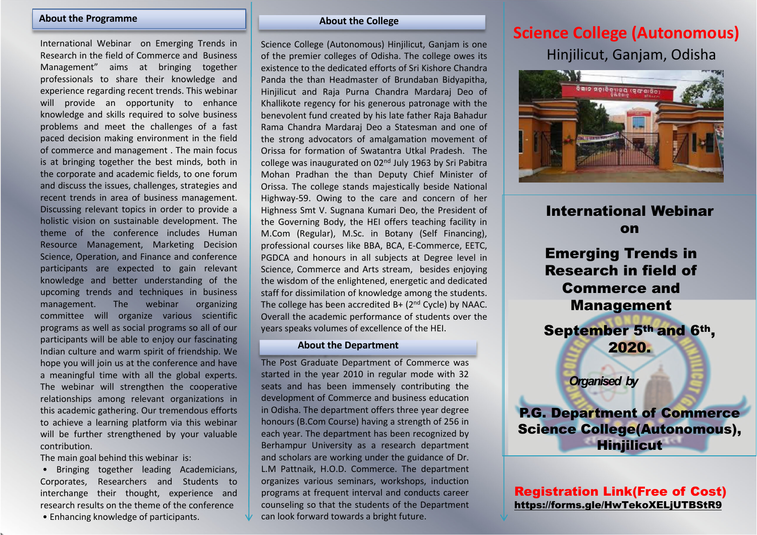## About the Programme

International Webinar on Emerging Trends in Research in the field of Commerce and Business Management" aims at bringing together professionals to share their knowledge and experience regarding recent trends. This webinar will provide an opportunity to enhance knowledge and skills required to solve business problems and meet the challenges of a fast paced decision making environment in the field of commerce and management . The main focus is at bringing together the best minds, both in the corporate and academic fields, to one forum and discuss the issues, challenges, strategies and recent trends in area of business management. Discussing relevant topics in order to provide a holistic vision on sustainable development. The theme of the conference includes Human Resource Management, Marketing Decision Science, Operation, and Finance and conference participants are expected to gain relevant knowledge and better understanding of the upcoming trends and techniques in business management. The webinar organizing committee will organize various scientific programs as well as social programs so all of our participants will be able to enjoy our fascinating Indian culture and warm spirit of friendship. We hope you will join us at the conference and have a meaningful time with all the global experts. The webinar will strengthen the cooperative relationships among relevant organizations in this academic gathering. Our tremendous efforts to achieve a learning platform via this webinar will be further strengthened by your valuable contribution.

The main goal behind this webinar is:

- Bringing together leading Academicians, Corporates, Researchers and Students to interchange their thought, experience and research results on the theme of the conference
- Enhancing knowledge of participants.

## About the College

Science College (Autonomous) Hinjilicut, Ganjam is one of the premier colleges of Odisha. The college owes its existence to the dedicated efforts of Sri Kishore Chandra Panda the than Headmaster of Brundaban Bidyapitha, Hinjilicut and Raja Purna Chandra Mardaraj Deo of Khallikote regency for his generous patronage with the benevolent fund created by his late father Raja Bahadur Rama Chandra Mardaraj Deo a Statesman and one of the strong advocators of amalgamation movement of Orissa for formation of Swatantra Utkal Pradesh. The college was inaugurated on 02nd July 1963 by Sri Pabitra Mohan Pradhan the than Deputy Chief Minister of Orissa. The college stands majestically beside National Highway-59. Owing to the care and concern of her Highness Smt V. Sugnana Kumari Deo, the President of the Governing Body, the HEI offers teaching facility in M.Com (Regular), M.Sc. in Botany (Self Financing), professional courses like BBA, BCA, E-Commerce, EETC, PGDCA and honours in all subjects at Degree level in Science, Commerce and Arts stream, besides enjoying the wisdom of the enlightened, energetic and dedicated staff for dissimilation of knowledge among the students. The college has been accredited B+ (2nd Cycle) by NAAC. Overall the academic performance of students over the years speaks volumes of excellence of the HEI.

## About the Department

The Post Graduate Department of Commerce was started in the year 2010 in regular mode with 32 seats and has been immensely contributing the development of Commerce and business education in Odisha. The department offers three year degree honours (B.Com Course) having a strength of 256 in each year. The department has been recognized by Berhampur University as a research department and scholars are working under the guidance of Dr. L.M Pattnaik, H.O.D. Commerce. The department organizes various seminars, workshops, induction programs at frequent interval and conducts career counseling so that the students of the Department can look forward towards a bright future.

# Science College (Autonomous)

Hinjilicut, Ganjam, Odisha

## International Webinar on

## Emerging Trends in Research in field of Commerce and Management

**September 5th and 6th, 2020.**

*Organised by*

**P.G. Department of Commerce Science College(Autonomous), Hinjilicut**

**Registration Link(Free of Cost)**
https://forms.gle/HwTekoXELjUTBStR9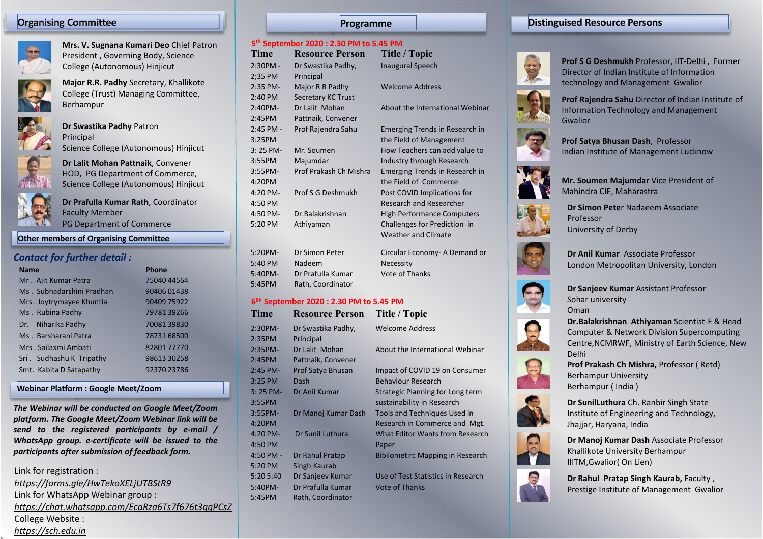## Organising Committee

**Mrs. V. Sugnana Kumari Deo** Chief Patron
President , Governing Body, Science College (Autonomous) Hinjicut

**Major R.R. Padhy** Secretary, Khallikote College (Trust) Managing Committee, Berhampur

**Dr Swastika Padhy** Patron
Principal
Science College (Autonomous) Hinjicut

**Dr Lalit Mohan Pattnaik**, Convener
HOD, PG Department of Commerce, Science College (Autonomous) Hinjicut

**Dr Prafulla Kumar Rath**, Coordinator
Faculty Member
PG Department of Commerce

## Other members of Organising Committee

### *Contact for further detail :*

| Name | Phone |
|---|---|
| Mr . Ajit Kumar Patra | 75040 44564 |
| Ms . Subhadarshini Pradhan | 90406 01438 |
| Mrs . Joytrymayee Khuntia | 90409 75922 |
| Ms . Rubina Padhy | 79781 39266 |
| Dr. Niharika Padhy | 70081 39830 |
| Ms . Barsharani Patra | 78731 68500 |
| Mrs . Sailaxmi Ambati | 82801 77770 |
| Sri . Sudhashu K Tripathy | 98613 30258 |
| Smt. Kabita D Satapathy | 92370 23786 |

## Webinar Platform : Google Meet/Zoom

***The Webinar will be conducted on Google Meet/Zoom platform. The Google Meet/Zoom Webinar link will be send to the registered participants by e-mail / WhatsApp group. e-certificate will be issued to the participants after submission of feedback form.***

Link for registration :
https://forms.gle/HwTekoXELjUTBStR9
Link for WhatsApp Webinar group :
https://chat.whatsapp.com/EcaRza6Ts7f676t3qqPCsZ
College Website :
https://sch.edu.in

## Programme

**5th September 2020 : 2.30 PM to 5.45 PM**

| Time | Resource Person | Title / Topic |
|---|---|---|
| 2:30PM - 2;35 PM | Dr Swastika Padhy, Principal | Inaugural Speech |
| 2:35 PM- 2:40 PM | Major R R Padhy Secretary KC Trust | Welcome Address |
| 2:40PM- 2:45PM | Dr Lalit Mohan Pattnaik, Convener | About the International Webinar |
| 2:45 PM - 3:25PM | Prof Rajendra Sahu | Emerging Trends in Research in the Field of Management |
| 3: 25 PM- 3:55PM | Mr. Soumen Majumdar | How Teachers can add value to Industry through Research |
| 3:55PM- 4:20PM | Prof Prakash Ch Mishra | Emerging Trends in Research in the Field of Commerce |
| 4:20 PM- 4:50 PM | Prof S G Deshmukh | Post COVID Implications for Research and Researcher |
| 4:50 PM- 5:20 PM | Dr.Balakrishnan Athiyaman | High Performance Computers Challenges for Prediction in Weather and Climate |
| 5:20PM- 5:40 PM | Dr Simon Peter Nadeem | Circular Economy- A Demand or Necessity |
| 5:40PM- 5:45PM | Dr Prafulla Kumar Rath, Coordinator | Vote of Thanks |

**6th September 2020 : 2.30 PM to 5.45 PM**

| Time | Resource Person | Title / Topic |
|---|---|---|
| 2:30PM- 2:35PM | Dr Swastika Padhy, Principal | Welcome Address |
| 2:35PM- 2:45PM | Dr Lalit Mohan Pattnaik, Convener | About the International Webinar |
| 2:45 PM- 3:25 PM | Prof Satya Bhusan Dash | Impact of COVID 19 on Consumer Behaviour Research |
| 3: 25 PM- 3:55PM | Dr Anil Kumar | Strategic Planning for Long term sustainability in Research |
| 3:55PM- 4:20PM | Dr Manoj Kumar Dash | Tools and Techniques Used in Research in Commerce and Mgt. |
| 4:20 PM- 4:50 PM | Dr Sunil Luthura | What Editor Wants from Research Paper |
| 4:50 PM - 5:20 PM | Dr Rahul Pratap Singh Kaurab | Bibilometirc Mapping in Research |
| 5:20 5:40 | Dr Sanjeev Kumar | Use of Test Statistics in Research |
| 5:40PM- 5:45PM | Dr Prafulla Kumar Rath, Coordinator | Vote of Thanks |

## Distinguised Resource Persons

**Prof S G Deshmukh** Professor, IIT-Delhi , Former Director of Indian Institute of Information technology and Management Gwalior

**Prof Rajendra Sahu** Director of Indian Institute of Information Technology and Management Gwalior

**Prof Satya Bhusan Dash**, Professor
Indian Institute of Management Lucknow

**Mr. Soumen Majumdar** Vice President of Mahindra CIE, Maharastra

**Dr Simon Peter** Nadaeem Associate Professor
University of Derby

**Dr Anil Kumar** Associate Professor
London Metropolitan University, London

**Dr Sanjeev Kumar** Assistant Professor
Sohar university
Oman

**Dr.Balakrishnan Athiyaman** Scientist-F & Head Computer & Network Division Supercomputing Centre,NCMRWF, Ministry of Earth Science, New Delhi

**Prof Prakash Ch Mishra,** Professor ( Retd)
Berhampur University
Berhampur ( India )

**Dr SunilLuthura** Ch. Ranbir Singh State Institute of Engineering and Technology, Jhajjar, Haryana, India

**Dr Manoj Kumar Dash** Associate Professor
Khallikote University Berhampur
IIITM,Gwalior( On Lien)

**Dr Rahul Pratap Singh Kaurab,** Faculty ,
Prestige Institute of Management Gwalior